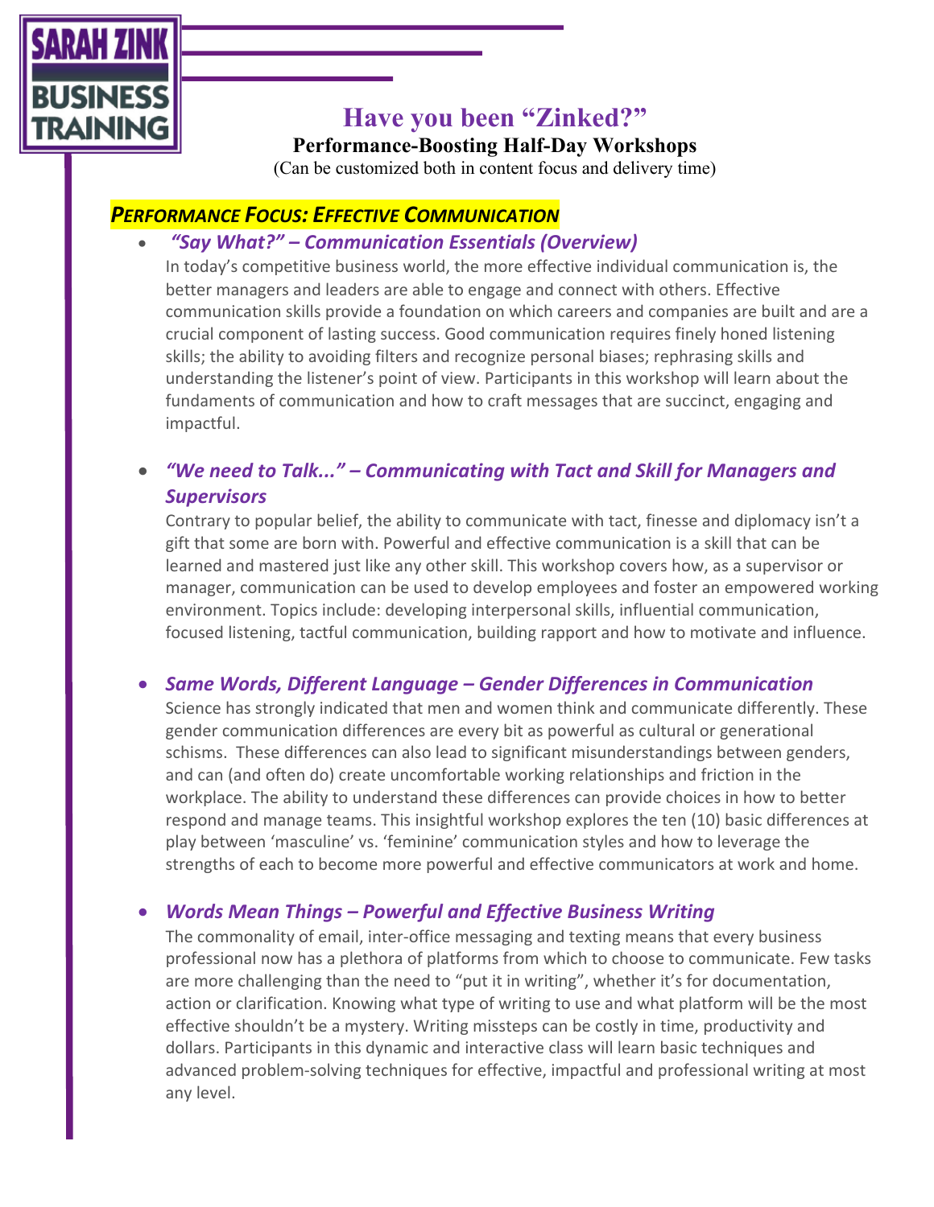SARAH ZINK BUSINESS TRAINING

# Have you been "Zinked?"

**Performance-Boosting Half-Day Workshops**

(Can be customized both in content focus and delivery time)

## *PERFORMANCE FOCUS: EFFECTIVE COMMUNICATION*

- ***"Say What?" – Communication Essentials (Overview)***
  In today's competitive business world, the more effective individual communication is, the better managers and leaders are able to engage and connect with others. Effective communication skills provide a foundation on which careers and companies are built and are a crucial component of lasting success. Good communication requires finely honed listening skills; the ability to avoiding filters and recognize personal biases; rephrasing skills and understanding the listener's point of view. Participants in this workshop will learn about the fundaments of communication and how to craft messages that are succinct, engaging and impactful.

- ***"We need to Talk..." – Communicating with Tact and Skill for Managers and Supervisors***
  Contrary to popular belief, the ability to communicate with tact, finesse and diplomacy isn't a gift that some are born with. Powerful and effective communication is a skill that can be learned and mastered just like any other skill. This workshop covers how, as a supervisor or manager, communication can be used to develop employees and foster an empowered working environment. Topics include: developing interpersonal skills, influential communication, focused listening, tactful communication, building rapport and how to motivate and influence.

- ***Same Words, Different Language – Gender Differences in Communication***
  Science has strongly indicated that men and women think and communicate differently. These gender communication differences are every bit as powerful as cultural or generational schisms. These differences can also lead to significant misunderstandings between genders, and can (and often do) create uncomfortable working relationships and friction in the workplace. The ability to understand these differences can provide choices in how to better respond and manage teams. This insightful workshop explores the ten (10) basic differences at play between 'masculine' vs. 'feminine' communication styles and how to leverage the strengths of each to become more powerful and effective communicators at work and home.

- ***Words Mean Things – Powerful and Effective Business Writing***
  The commonality of email, inter-office messaging and texting means that every business professional now has a plethora of platforms from which to choose to communicate. Few tasks are more challenging than the need to "put it in writing", whether it's for documentation, action or clarification. Knowing what type of writing to use and what platform will be the most effective shouldn't be a mystery. Writing missteps can be costly in time, productivity and dollars. Participants in this dynamic and interactive class will learn basic techniques and advanced problem-solving techniques for effective, impactful and professional writing at most any level.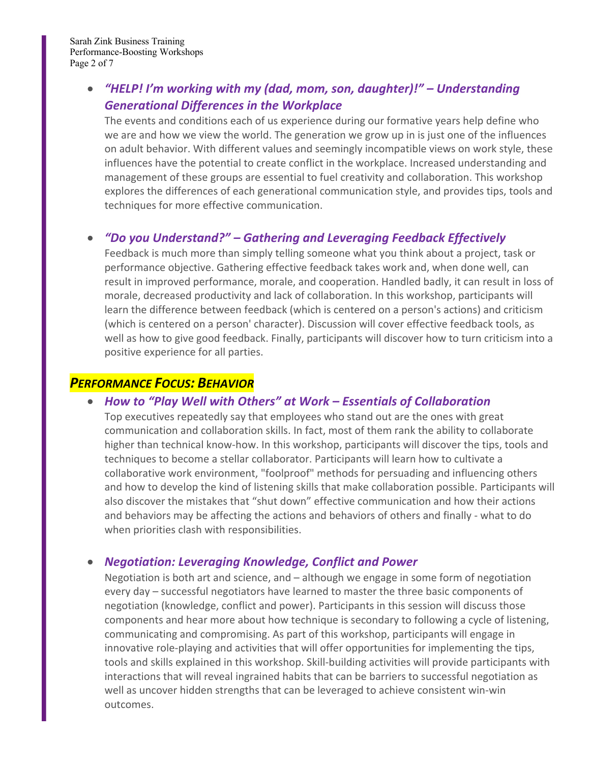- ***"HELP! I'm working with my (dad, mom, son, daughter)!" – Understanding Generational Differences in the Workplace***

  The events and conditions each of us experience during our formative years help define who we are and how we view the world. The generation we grow up in is just one of the influences on adult behavior. With different values and seemingly incompatible views on work style, these influences have the potential to create conflict in the workplace. Increased understanding and management of these groups are essential to fuel creativity and collaboration. This workshop explores the differences of each generational communication style, and provides tips, tools and techniques for more effective communication.

- ***"Do you Understand?" – Gathering and Leveraging Feedback Effectively***

  Feedback is much more than simply telling someone what you think about a project, task or performance objective. Gathering effective feedback takes work and, when done well, can result in improved performance, morale, and cooperation. Handled badly, it can result in loss of morale, decreased productivity and lack of collaboration. In this workshop, participants will learn the difference between feedback (which is centered on a person's actions) and criticism (which is centered on a person' character). Discussion will cover effective feedback tools, as well as how to give good feedback. Finally, participants will discover how to turn criticism into a positive experience for all parties.

## ***PERFORMANCE FOCUS: BEHAVIOR***

- ***How to "Play Well with Others" at Work – Essentials of Collaboration***

  Top executives repeatedly say that employees who stand out are the ones with great communication and collaboration skills. In fact, most of them rank the ability to collaborate higher than technical know-how. In this workshop, participants will discover the tips, tools and techniques to become a stellar collaborator. Participants will learn how to cultivate a collaborative work environment, "foolproof" methods for persuading and influencing others and how to develop the kind of listening skills that make collaboration possible. Participants will also discover the mistakes that "shut down" effective communication and how their actions and behaviors may be affecting the actions and behaviors of others and finally - what to do when priorities clash with responsibilities.

- ***Negotiation: Leveraging Knowledge, Conflict and Power***

  Negotiation is both art and science, and – although we engage in some form of negotiation every day – successful negotiators have learned to master the three basic components of negotiation (knowledge, conflict and power). Participants in this session will discuss those components and hear more about how technique is secondary to following a cycle of listening, communicating and compromising. As part of this workshop, participants will engage in innovative role-playing and activities that will offer opportunities for implementing the tips, tools and skills explained in this workshop. Skill-building activities will provide participants with interactions that will reveal ingrained habits that can be barriers to successful negotiation as well as uncover hidden strengths that can be leveraged to achieve consistent win-win outcomes.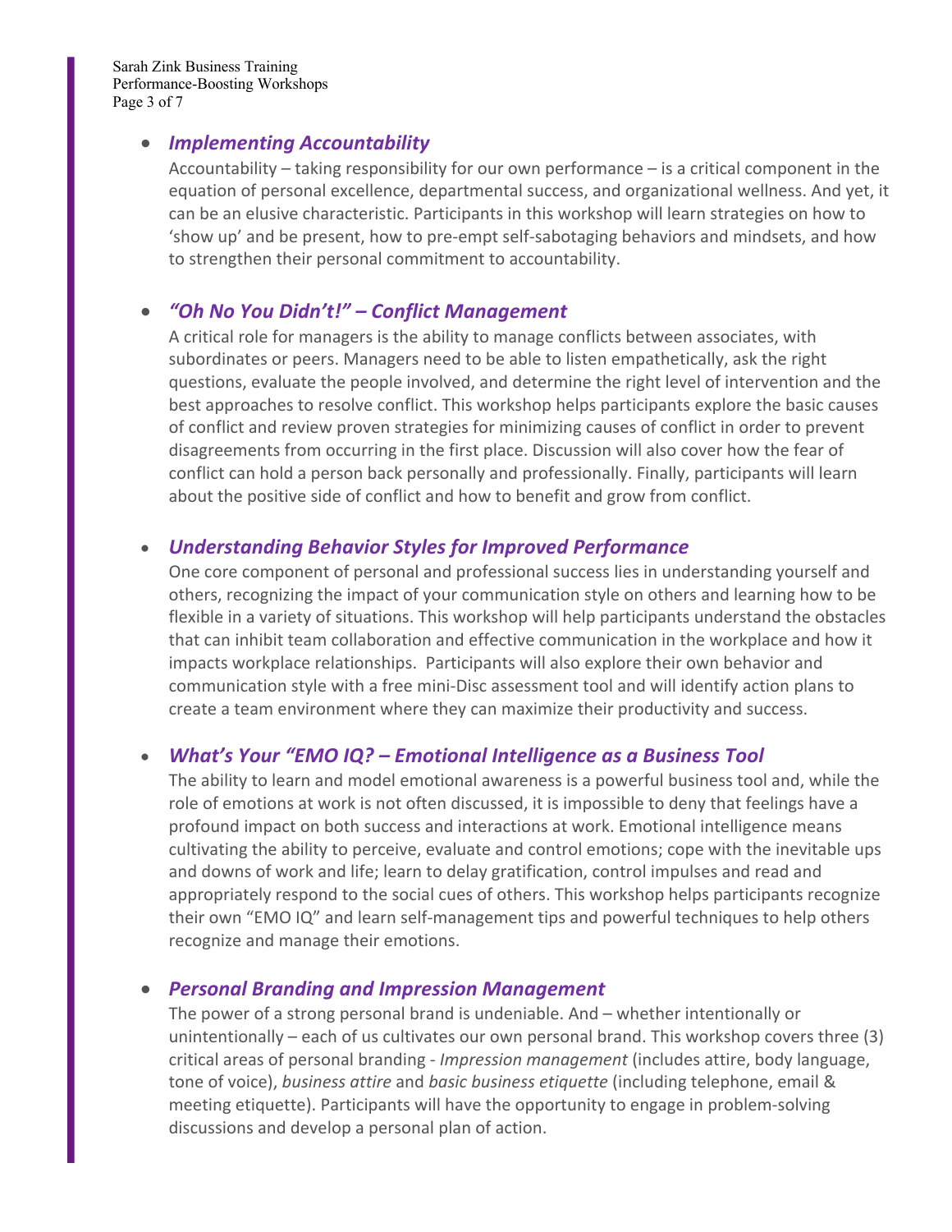- ***Implementing Accountability***

  Accountability – taking responsibility for our own performance – is a critical component in the equation of personal excellence, departmental success, and organizational wellness. And yet, it can be an elusive characteristic. Participants in this workshop will learn strategies on how to 'show up' and be present, how to pre-empt self-sabotaging behaviors and mindsets, and how to strengthen their personal commitment to accountability.

- ***"Oh No You Didn't!" – Conflict Management***

  A critical role for managers is the ability to manage conflicts between associates, with subordinates or peers. Managers need to be able to listen empathetically, ask the right questions, evaluate the people involved, and determine the right level of intervention and the best approaches to resolve conflict. This workshop helps participants explore the basic causes of conflict and review proven strategies for minimizing causes of conflict in order to prevent disagreements from occurring in the first place. Discussion will also cover how the fear of conflict can hold a person back personally and professionally. Finally, participants will learn about the positive side of conflict and how to benefit and grow from conflict.

- ***Understanding Behavior Styles for Improved Performance***

  One core component of personal and professional success lies in understanding yourself and others, recognizing the impact of your communication style on others and learning how to be flexible in a variety of situations. This workshop will help participants understand the obstacles that can inhibit team collaboration and effective communication in the workplace and how it impacts workplace relationships. Participants will also explore their own behavior and communication style with a free mini-Disc assessment tool and will identify action plans to create a team environment where they can maximize their productivity and success.

- ***What's Your "EMO IQ? – Emotional Intelligence as a Business Tool***

  The ability to learn and model emotional awareness is a powerful business tool and, while the role of emotions at work is not often discussed, it is impossible to deny that feelings have a profound impact on both success and interactions at work. Emotional intelligence means cultivating the ability to perceive, evaluate and control emotions; cope with the inevitable ups and downs of work and life; learn to delay gratification, control impulses and read and appropriately respond to the social cues of others. This workshop helps participants recognize their own "EMO IQ" and learn self-management tips and powerful techniques to help others recognize and manage their emotions.

- ***Personal Branding and Impression Management***

  The power of a strong personal brand is undeniable. And – whether intentionally or unintentionally – each of us cultivates our own personal brand. This workshop covers three (3) critical areas of personal branding - *Impression management* (includes attire, body language, tone of voice), *business attire* and *basic business etiquette* (including telephone, email & meeting etiquette). Participants will have the opportunity to engage in problem-solving discussions and develop a personal plan of action.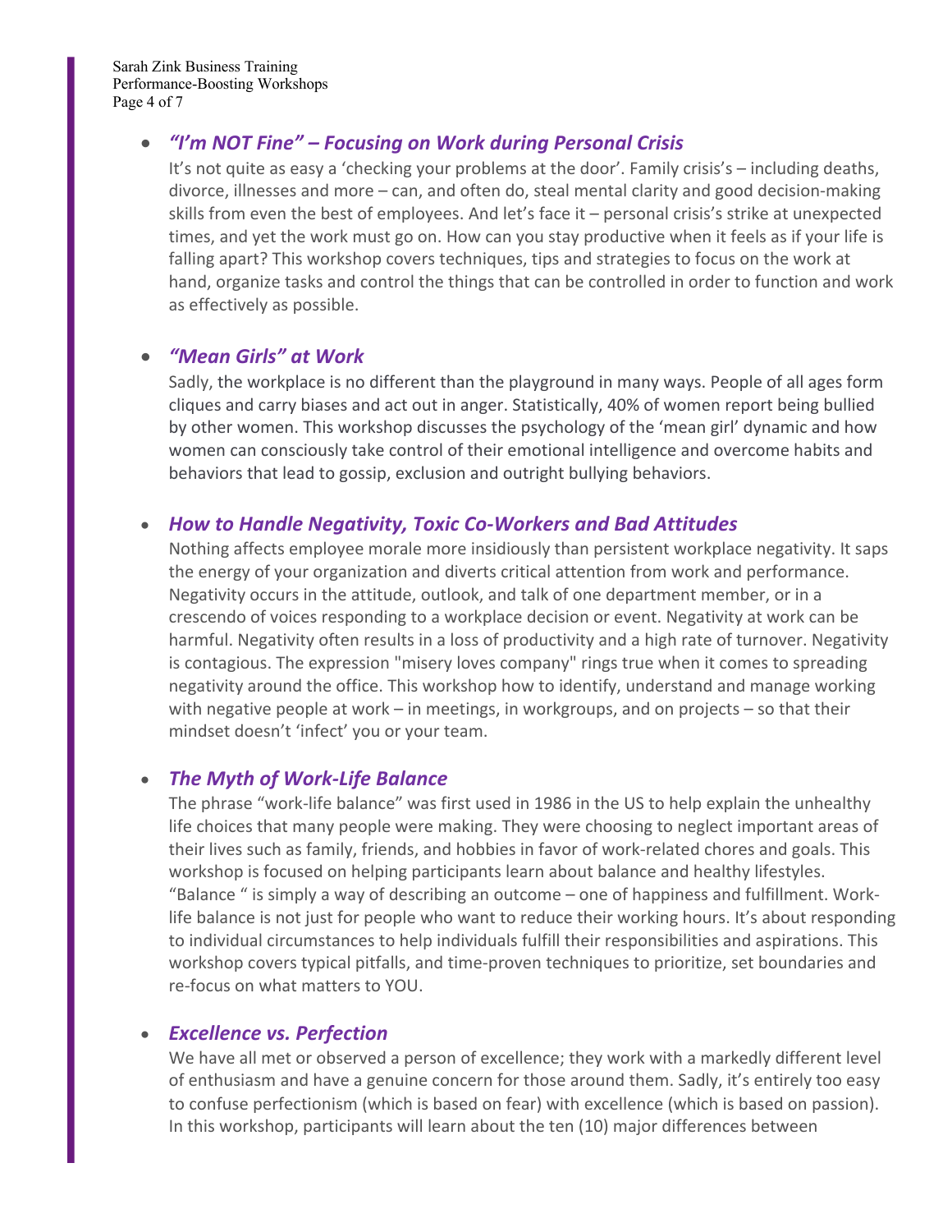- ***"I'm NOT Fine" – Focusing on Work during Personal Crisis***

  It's not quite as easy a 'checking your problems at the door'. Family crisis's – including deaths, divorce, illnesses and more – can, and often do, steal mental clarity and good decision-making skills from even the best of employees. And let's face it – personal crisis's strike at unexpected times, and yet the work must go on. How can you stay productive when it feels as if your life is falling apart? This workshop covers techniques, tips and strategies to focus on the work at hand, organize tasks and control the things that can be controlled in order to function and work as effectively as possible.

- ***"Mean Girls" at Work***

  Sadly, the workplace is no different than the playground in many ways. People of all ages form cliques and carry biases and act out in anger. Statistically, 40% of women report being bullied by other women. This workshop discusses the psychology of the 'mean girl' dynamic and how women can consciously take control of their emotional intelligence and overcome habits and behaviors that lead to gossip, exclusion and outright bullying behaviors.

- ***How to Handle Negativity, Toxic Co-Workers and Bad Attitudes***

  Nothing affects employee morale more insidiously than persistent workplace negativity. It saps the energy of your organization and diverts critical attention from work and performance. Negativity occurs in the attitude, outlook, and talk of one department member, or in a crescendo of voices responding to a workplace decision or event. Negativity at work can be harmful. Negativity often results in a loss of productivity and a high rate of turnover. Negativity is contagious. The expression "misery loves company" rings true when it comes to spreading negativity around the office. This workshop how to identify, understand and manage working with negative people at work – in meetings, in workgroups, and on projects – so that their mindset doesn't 'infect' you or your team.

- ***The Myth of Work-Life Balance***

  The phrase "work-life balance" was first used in 1986 in the US to help explain the unhealthy life choices that many people were making. They were choosing to neglect important areas of their lives such as family, friends, and hobbies in favor of work-related chores and goals. This workshop is focused on helping participants learn about balance and healthy lifestyles. "Balance " is simply a way of describing an outcome – one of happiness and fulfillment. Work-life balance is not just for people who want to reduce their working hours. It's about responding to individual circumstances to help individuals fulfill their responsibilities and aspirations. This workshop covers typical pitfalls, and time-proven techniques to prioritize, set boundaries and re-focus on what matters to YOU.

- ***Excellence vs. Perfection***

  We have all met or observed a person of excellence; they work with a markedly different level of enthusiasm and have a genuine concern for those around them. Sadly, it's entirely too easy to confuse perfectionism (which is based on fear) with excellence (which is based on passion). In this workshop, participants will learn about the ten (10) major differences between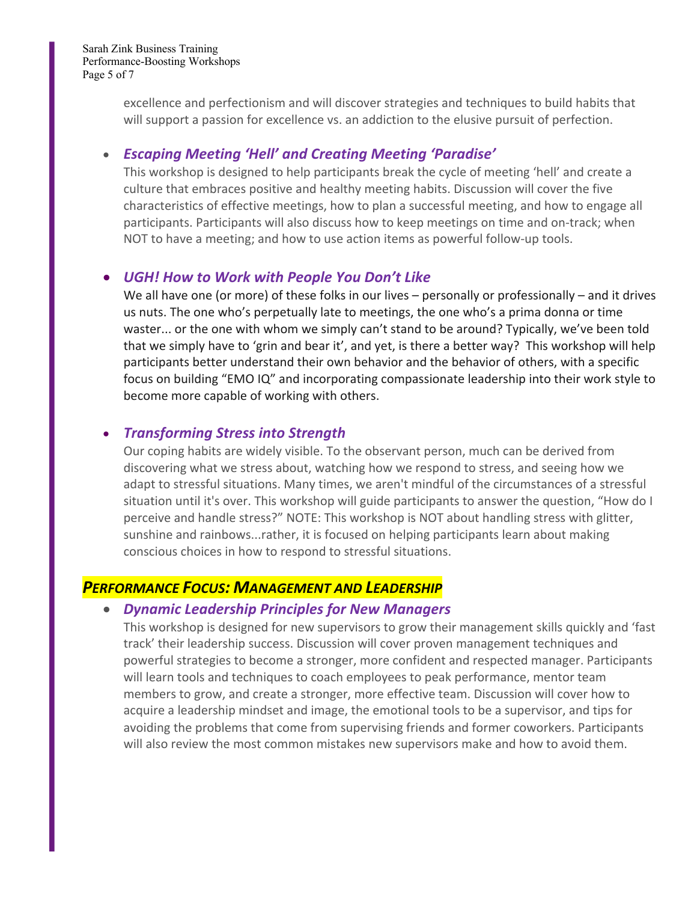excellence and perfectionism and will discover strategies and techniques to build habits that will support a passion for excellence vs. an addiction to the elusive pursuit of perfection.

- ***Escaping Meeting 'Hell' and Creating Meeting 'Paradise'***
  This workshop is designed to help participants break the cycle of meeting 'hell' and create a culture that embraces positive and healthy meeting habits. Discussion will cover the five characteristics of effective meetings, how to plan a successful meeting, and how to engage all participants. Participants will also discuss how to keep meetings on time and on-track; when NOT to have a meeting; and how to use action items as powerful follow-up tools.

- ***UGH! How to Work with People You Don't Like***
  We all have one (or more) of these folks in our lives – personally or professionally – and it drives us nuts. The one who's perpetually late to meetings, the one who's a prima donna or time waster... or the one with whom we simply can't stand to be around? Typically, we've been told that we simply have to 'grin and bear it', and yet, is there a better way? This workshop will help participants better understand their own behavior and the behavior of others, with a specific focus on building "EMO IQ" and incorporating compassionate leadership into their work style to become more capable of working with others.

- ***Transforming Stress into Strength***
  Our coping habits are widely visible. To the observant person, much can be derived from discovering what we stress about, watching how we respond to stress, and seeing how we adapt to stressful situations. Many times, we aren't mindful of the circumstances of a stressful situation until it's over. This workshop will guide participants to answer the question, "How do I perceive and handle stress?" NOTE: This workshop is NOT about handling stress with glitter, sunshine and rainbows...rather, it is focused on helping participants learn about making conscious choices in how to respond to stressful situations.

## *PERFORMANCE FOCUS: MANAGEMENT AND LEADERSHIP*

- ***Dynamic Leadership Principles for New Managers***
  This workshop is designed for new supervisors to grow their management skills quickly and 'fast track' their leadership success. Discussion will cover proven management techniques and powerful strategies to become a stronger, more confident and respected manager. Participants will learn tools and techniques to coach employees to peak performance, mentor team members to grow, and create a stronger, more effective team. Discussion will cover how to acquire a leadership mindset and image, the emotional tools to be a supervisor, and tips for avoiding the problems that come from supervising friends and former coworkers. Participants will also review the most common mistakes new supervisors make and how to avoid them.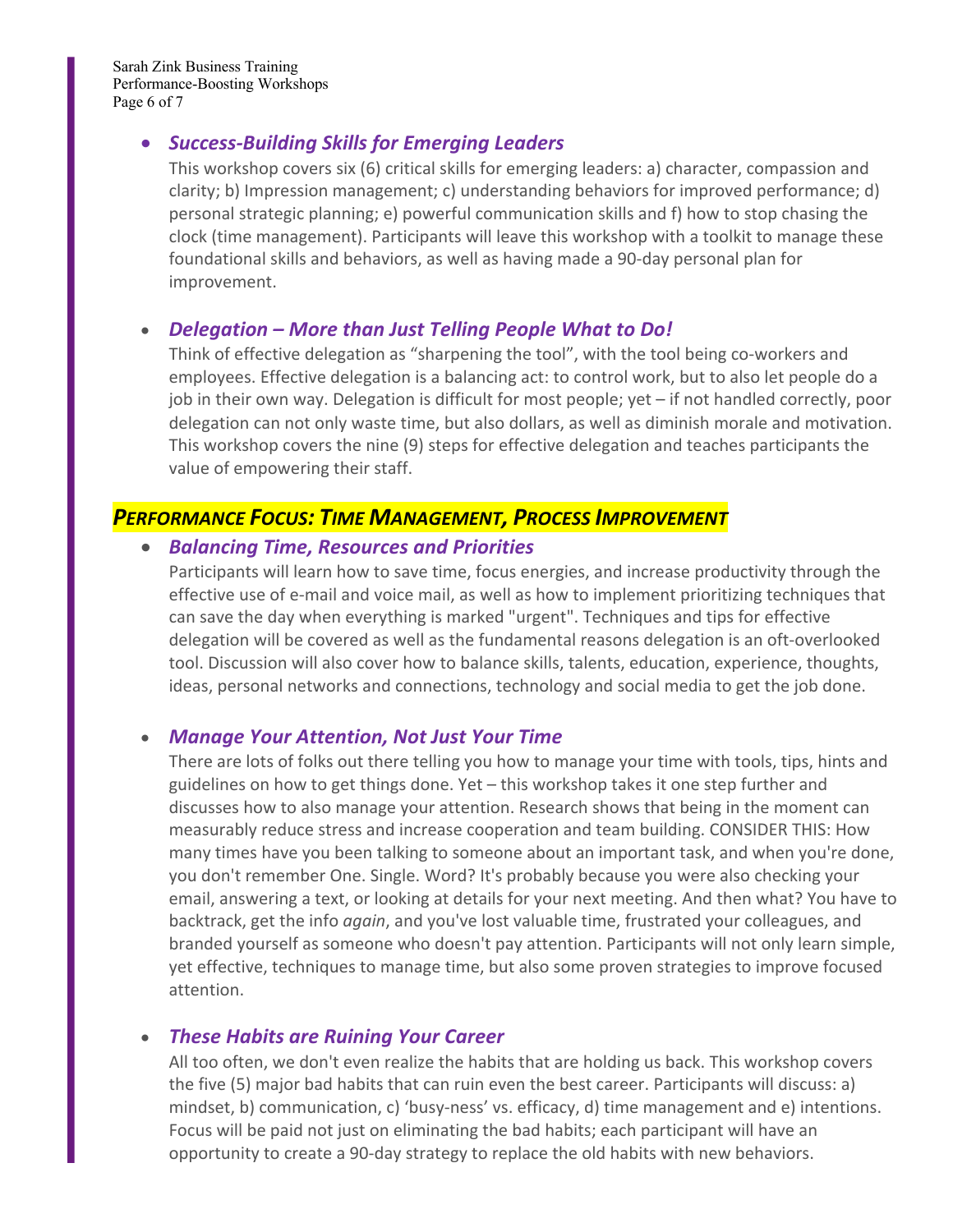- ***Success-Building Skills for Emerging Leaders***

  This workshop covers six (6) critical skills for emerging leaders: a) character, compassion and clarity; b) Impression management; c) understanding behaviors for improved performance; d) personal strategic planning; e) powerful communication skills and f) how to stop chasing the clock (time management). Participants will leave this workshop with a toolkit to manage these foundational skills and behaviors, as well as having made a 90-day personal plan for improvement.

- ***Delegation – More than Just Telling People What to Do!***

  Think of effective delegation as "sharpening the tool", with the tool being co-workers and employees. Effective delegation is a balancing act: to control work, but to also let people do a job in their own way. Delegation is difficult for most people; yet – if not handled correctly, poor delegation can not only waste time, but also dollars, as well as diminish morale and motivation. This workshop covers the nine (9) steps for effective delegation and teaches participants the value of empowering their staff.

## ***PERFORMANCE FOCUS: TIME MANAGEMENT, PROCESS IMPROVEMENT***

- ***Balancing Time, Resources and Priorities***

  Participants will learn how to save time, focus energies, and increase productivity through the effective use of e-mail and voice mail, as well as how to implement prioritizing techniques that can save the day when everything is marked "urgent". Techniques and tips for effective delegation will be covered as well as the fundamental reasons delegation is an oft-overlooked tool. Discussion will also cover how to balance skills, talents, education, experience, thoughts, ideas, personal networks and connections, technology and social media to get the job done.

- ***Manage Your Attention, Not Just Your Time***

  There are lots of folks out there telling you how to manage your time with tools, tips, hints and guidelines on how to get things done. Yet – this workshop takes it one step further and discusses how to also manage your attention. Research shows that being in the moment can measurably reduce stress and increase cooperation and team building. CONSIDER THIS: How many times have you been talking to someone about an important task, and when you're done, you don't remember One. Single. Word? It's probably because you were also checking your email, answering a text, or looking at details for your next meeting. And then what? You have to backtrack, get the info *again*, and you've lost valuable time, frustrated your colleagues, and branded yourself as someone who doesn't pay attention. Participants will not only learn simple, yet effective, techniques to manage time, but also some proven strategies to improve focused attention.

- ***These Habits are Ruining Your Career***

  All too often, we don't even realize the habits that are holding us back. This workshop covers the five (5) major bad habits that can ruin even the best career. Participants will discuss: a) mindset, b) communication, c) 'busy-ness' vs. efficacy, d) time management and e) intentions. Focus will be paid not just on eliminating the bad habits; each participant will have an opportunity to create a 90-day strategy to replace the old habits with new behaviors.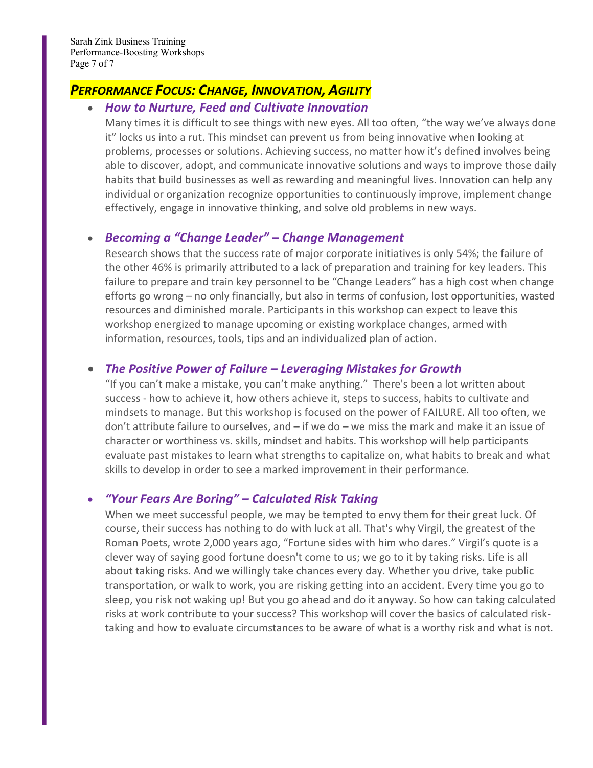## ***PERFORMANCE FOCUS: CHANGE, INNOVATION, AGILITY***

- ***How to Nurture, Feed and Cultivate Innovation***

  Many times it is difficult to see things with new eyes. All too often, "the way we've always done it" locks us into a rut. This mindset can prevent us from being innovative when looking at problems, processes or solutions. Achieving success, no matter how it's defined involves being able to discover, adopt, and communicate innovative solutions and ways to improve those daily habits that build businesses as well as rewarding and meaningful lives. Innovation can help any individual or organization recognize opportunities to continuously improve, implement change effectively, engage in innovative thinking, and solve old problems in new ways.

- ***Becoming a "Change Leader" – Change Management***

  Research shows that the success rate of major corporate initiatives is only 54%; the failure of the other 46% is primarily attributed to a lack of preparation and training for key leaders. This failure to prepare and train key personnel to be "Change Leaders" has a high cost when change efforts go wrong – no only financially, but also in terms of confusion, lost opportunities, wasted resources and diminished morale. Participants in this workshop can expect to leave this workshop energized to manage upcoming or existing workplace changes, armed with information, resources, tools, tips and an individualized plan of action.

- ***The Positive Power of Failure – Leveraging Mistakes for Growth***

  "If you can't make a mistake, you can't make anything." There's been a lot written about success - how to achieve it, how others achieve it, steps to success, habits to cultivate and mindsets to manage. But this workshop is focused on the power of FAILURE. All too often, we don't attribute failure to ourselves, and – if we do – we miss the mark and make it an issue of character or worthiness vs. skills, mindset and habits. This workshop will help participants evaluate past mistakes to learn what strengths to capitalize on, what habits to break and what skills to develop in order to see a marked improvement in their performance.

- ***"Your Fears Are Boring" – Calculated Risk Taking***

  When we meet successful people, we may be tempted to envy them for their great luck. Of course, their success has nothing to do with luck at all. That's why Virgil, the greatest of the Roman Poets, wrote 2,000 years ago, "Fortune sides with him who dares." Virgil's quote is a clever way of saying good fortune doesn't come to us; we go to it by taking risks. Life is all about taking risks. And we willingly take chances every day. Whether you drive, take public transportation, or walk to work, you are risking getting into an accident. Every time you go to sleep, you risk not waking up! But you go ahead and do it anyway. So how can taking calculated risks at work contribute to your success? This workshop will cover the basics of calculated risk-taking and how to evaluate circumstances to be aware of what is a worthy risk and what is not.